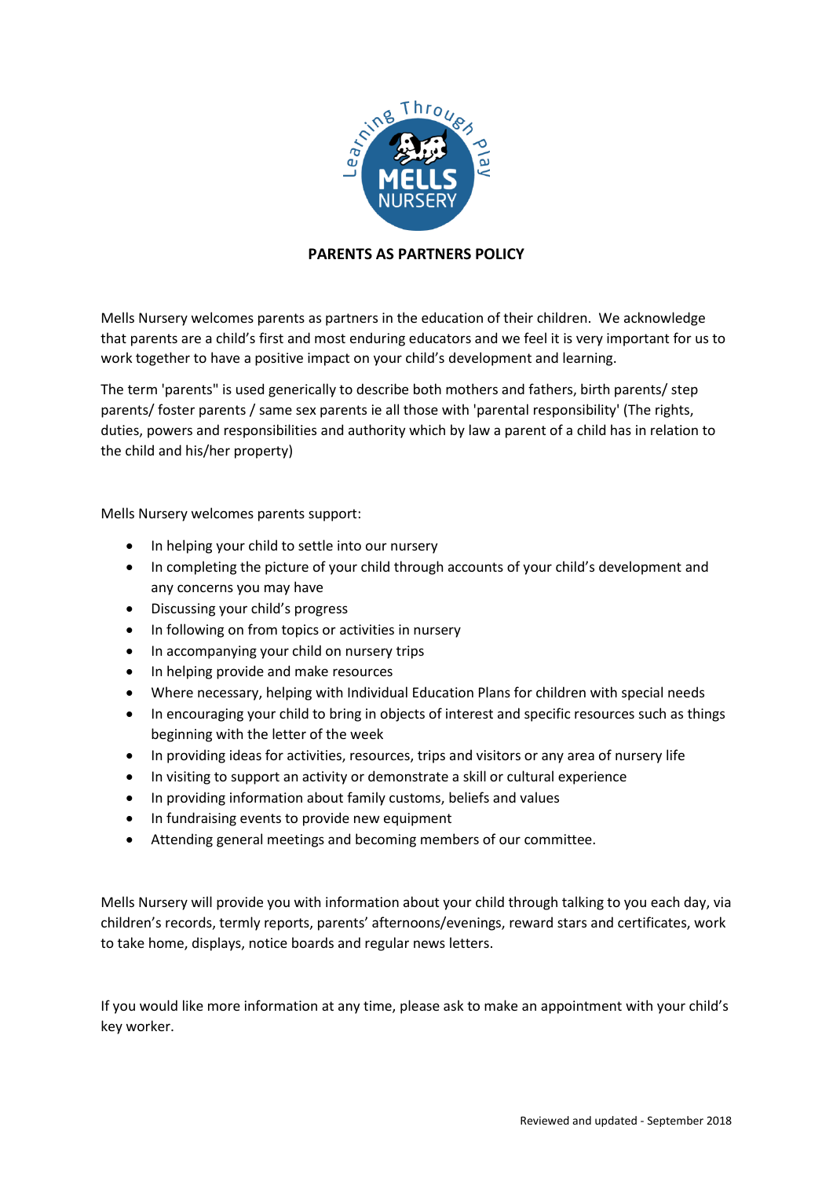# PARENTS AS PARTNERS POLICY

Mells Nursery welcomes parents as partners in the education of their children. We acknowledge that parents are a child's first and most enduring educators and we feel it is very important for us to work together to have a positive impact on your child's development and learning.

The term 'parents" is used generically to describe both mothers and fathers, birth parents/ step parents/ foster parents / same sex parents ie all those with 'parental responsibility' (The rights, duties, powers and responsibilities and authority which by law a parent of a child has in relation to the child and his/her property)

Mells Nursery welcomes parents support:

- In helping your child to settle into our nursery
- In completing the picture of your child through accounts of your child's development and any concerns you may have
- Discussing your child's progress
- In following on from topics or activities in nursery
- In accompanying your child on nursery trips
- In helping provide and make resources
- Where necessary, helping with Individual Education Plans for children with special needs
- In encouraging your child to bring in objects of interest and specific resources such as things beginning with the letter of the week
- In providing ideas for activities, resources, trips and visitors or any area of nursery life
- In visiting to support an activity or demonstrate a skill or cultural experience
- In providing information about family customs, beliefs and values
- In fundraising events to provide new equipment
- Attending general meetings and becoming members of our committee.

Mells Nursery will provide you with information about your child through talking to you each day, via children's records, termly reports, parents' afternoons/evenings, reward stars and certificates, work to take home, displays, notice boards and regular news letters.

If you would like more information at any time, please ask to make an appointment with your child's key worker.

Reviewed and updated - September 2018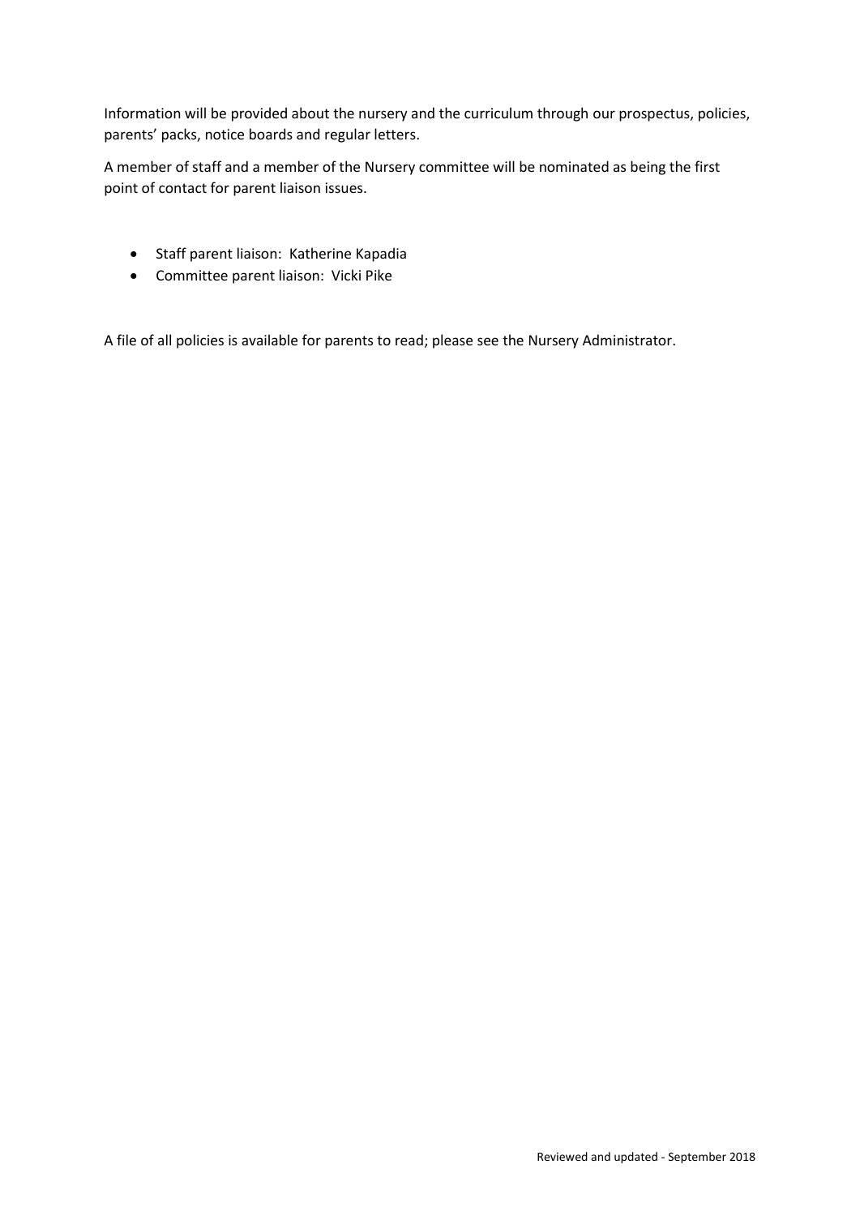Information will be provided about the nursery and the curriculum through our prospectus, policies, parents' packs, notice boards and regular letters.

A member of staff and a member of the Nursery committee will be nominated as being the first point of contact for parent liaison issues.

- Staff parent liaison: Katherine Kapadia
- Committee parent liaison: Vicki Pike

A file of all policies is available for parents to read; please see the Nursery Administrator.

Reviewed and updated - September 2018